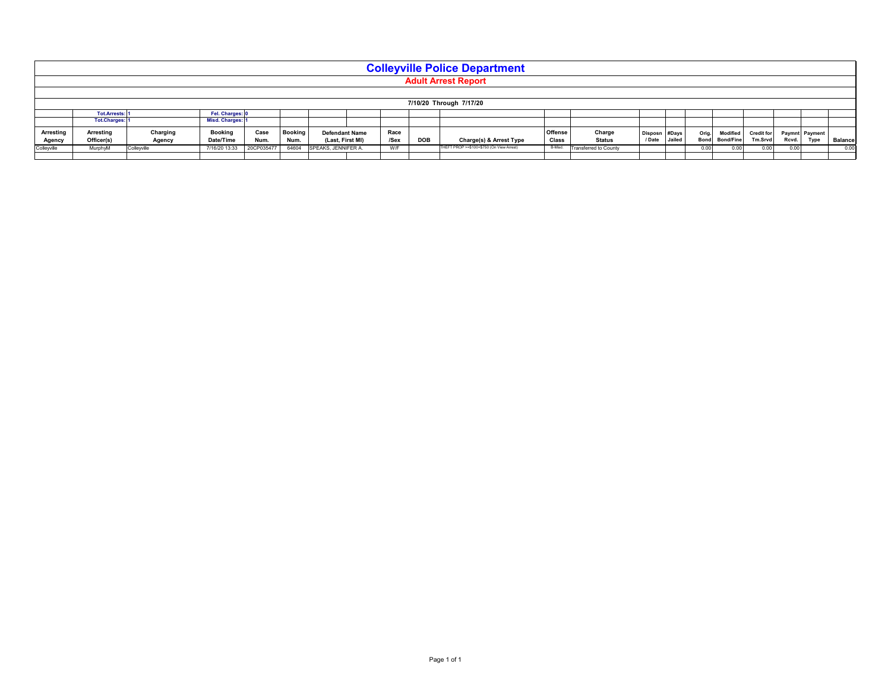# Colleyville Police Department

## Adult Arrest Report

**7/10/20 Through 7/17/20**

| | | | | |
|---|---|---|---|---|
| Tot.Arrests: | 1 | | Fel. Charges: | 0 |
| Tot.Charges: | 1 | | Misd. Charges: | 1 |

| Arresting Agency | Arresting Officer(s) | Charging Agency | Booking Date/Time | Case Num. | Booking Num. | Defendant Name (Last, First MI) | Race /Sex | DOB | Charge(s) & Arrest Type | Offense Class | Charge Status | Disposn / Date | #Days Jailed | Orig. Bond | Modified Bond/Fine | Credit for Tm.Srvd | Paymnt Rcvd. | Payment Type | Balance |
|---|---|---|---|---|---|---|---|---|---|---|---|---|---|---|---|---|---|---|---|
| Colleyville | MurphyM | Colleyville | 7/16/20 13:33 | 20CP035477 | 64604 | SPEAKS, JENNIFER A. | W/F | | THEFT PROP >=$100<$750 (On View Arrest) | B-Misd. | Transferred to County | | | 0.00 | 0.00 | 0.00 | 0.00 | | 0.00 |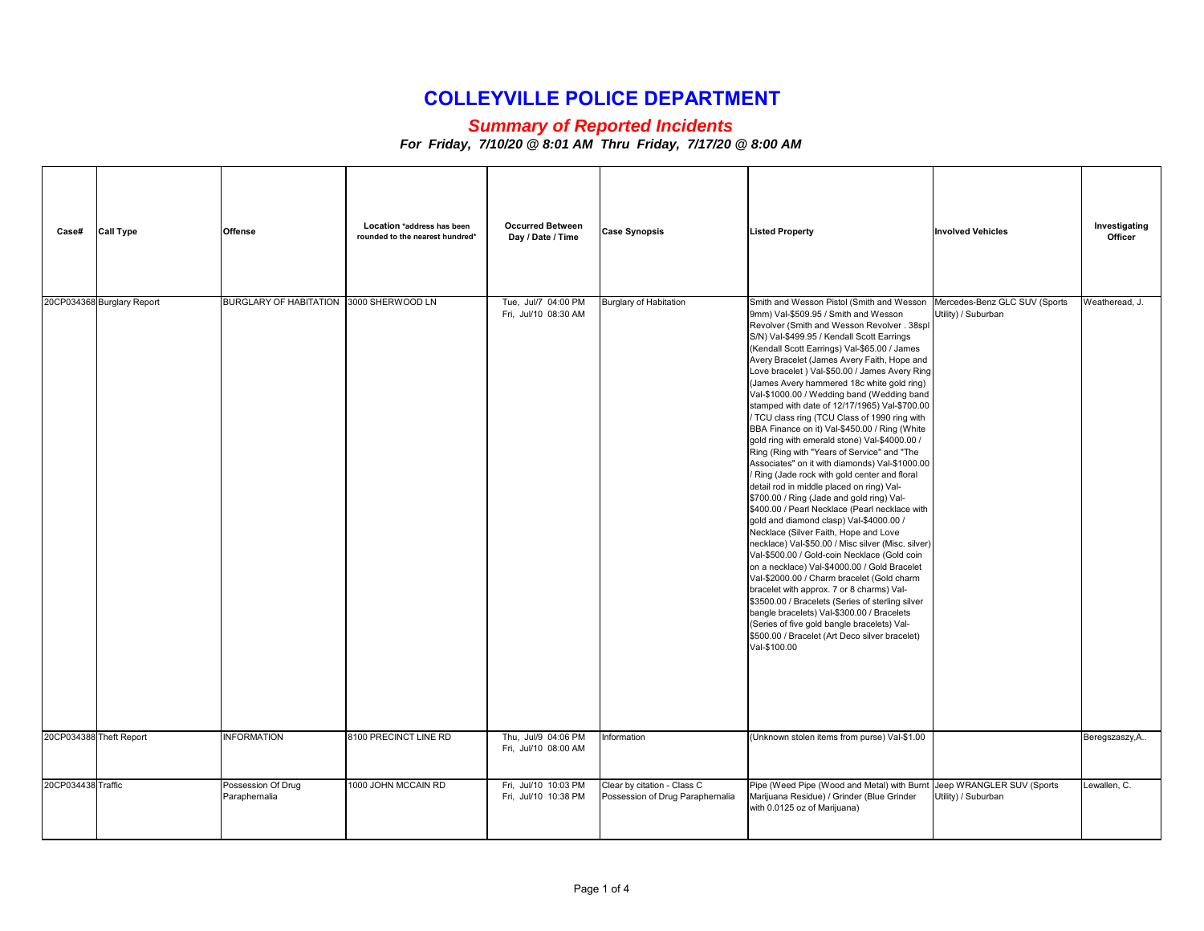# COLLEYVILLE POLICE DEPARTMENT

## *Summary of Reported Incidents*

***For Friday, 7/10/20 @ 8:01 AM Thru Friday, 7/17/20 @ 8:00 AM***

| Case# | Call Type | Offense | Location *address has been rounded to the nearest hundred* | Occurred Between Day / Date / Time | Case Synopsis | Listed Property | Involved Vehicles | Investigating Officer |
|---|---|---|---|---|---|---|---|---|
| 20CP034368 | Burglary Report | BURGLARY OF HABITATION | 3000 SHERWOOD LN | Tue, Jul/7 04:00 PM Fri, Jul/10 08:30 AM | Burglary of Habitation | Smith and Wesson Pistol (Smith and Wesson 9mm) Val-$509.95 / Smith and Wesson Revolver (Smith and Wesson Revolver . 38spl S/N) Val-$499.95 / Kendall Scott Earrings (Kendall Scott Earrings) Val-$65.00 / James Avery Bracelet (James Avery Faith, Hope and Love bracelet ) Val-$50.00 / James Avery Ring (James Avery hammered 18c white gold ring) Val-$1000.00 / Wedding band (Wedding band stamped with date of 12/17/1965) Val-$700.00 / TCU class ring (TCU Class of 1990 ring with BBA Finance on it) Val-$450.00 / Ring (White gold ring with emerald stone) Val-$4000.00 / Ring (Ring with "Years of Service" and "The Associates" on it with diamonds) Val-$1000.00 / Ring (Jade rock with gold center and floral detail rod in middle placed on ring) Val-$700.00 / Ring (Jade and gold ring) Val-$400.00 / Pearl Necklace (Pearl necklace with gold and diamond clasp) Val-$4000.00 / Necklace (Silver Faith, Hope and Love necklace) Val-$50.00 / Misc silver (Misc. silver) Val-$500.00 / Gold-coin Necklace (Gold coin on a necklace) Val-$4000.00 / Gold Bracelet Val-$2000.00 / Charm bracelet (Gold charm bracelet with approx. 7 or 8 charms) Val-$3500.00 / Bracelets (Series of sterling silver bangle bracelets) Val-$300.00 / Bracelets (Series of five gold bangle bracelets) Val-$500.00 / Bracelet (Art Deco silver bracelet) Val-$100.00 | Mercedes-Benz GLC SUV (Sports Utility) / Suburban | Weatheread, J. |
| 20CP034388 | Theft Report | INFORMATION | 8100 PRECINCT LINE RD | Thu, Jul/9 04:06 PM Fri, Jul/10 08:00 AM | Information | (Unknown stolen items from purse) Val-$1.00 | | Beregszaszy,A.. |
| 20CP034438 | Traffic | Possession Of Drug Paraphernalia | 1000 JOHN MCCAIN RD | Fri, Jul/10 10:03 PM Fri, Jul/10 10:38 PM | Clear by citation - Class C Possession of Drug Paraphernalia | Pipe (Weed Pipe (Wood and Metal) with Burnt Marijuana Residue) / Grinder (Blue Grinder with 0.0125 oz of Marijuana) | Jeep WRANGLER SUV (Sports Utility) / Suburban | Lewallen, C. |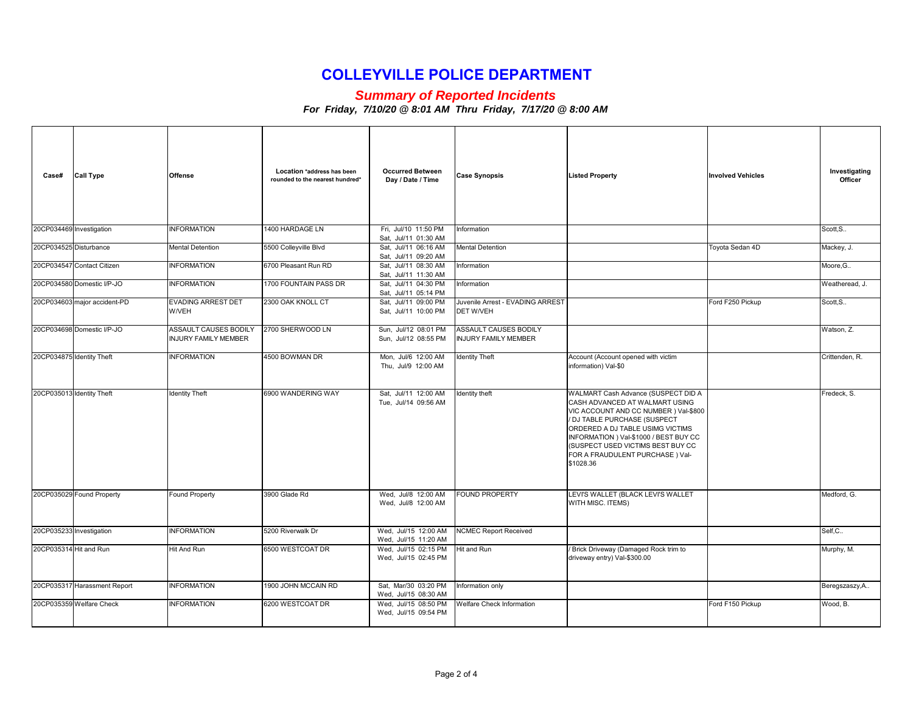# COLLEYVILLE POLICE DEPARTMENT

## *Summary of Reported Incidents*

### *For Friday, 7/10/20 @ 8:01 AM Thru Friday, 7/17/20 @ 8:00 AM*

| Case# | Call Type | Offense | Location *address has been rounded to the nearest hundred* | Occurred Between Day / Date / Time | Case Synopsis | Listed Property | Involved Vehicles | Investigating Officer |
|---|---|---|---|---|---|---|---|---|
| 20CP034469 | Investigation | INFORMATION | 1400 HARDAGE LN | Fri, Jul/10 11:50 PM Sat, Jul/11 01:30 AM | Information | | | Scott,S.. |
| 20CP034525 | Disturbance | Mental Detention | 5500 Colleyville Blvd | Sat, Jul/11 06:16 AM Sat, Jul/11 09:20 AM | Mental Detention | | Toyota Sedan 4D | Mackey, J. |
| 20CP034547 | Contact Citizen | INFORMATION | 6700 Pleasant Run RD | Sat, Jul/11 08:30 AM Sat, Jul/11 11:30 AM | Information | | | Moore,G.. |
| 20CP034580 | Domestic I/P-JO | INFORMATION | 1700 FOUNTAIN PASS DR | Sat, Jul/11 04:30 PM Sat, Jul/11 05:14 PM | Information | | | Weatheread, J. |
| 20CP034603 | major accident-PD | EVADING ARREST DET W/VEH | 2300 OAK KNOLL CT | Sat, Jul/11 09:00 PM Sat, Jul/11 10:00 PM | Juvenile Arrest - EVADING ARREST DET W/VEH | | Ford F250 Pickup | Scott,S.. |
| 20CP034698 | Domestic I/P-JO | ASSAULT CAUSES BODILY INJURY FAMILY MEMBER | 2700 SHERWOOD LN | Sun, Jul/12 08:01 PM Sun, Jul/12 08:55 PM | ASSAULT CAUSES BODILY INJURY FAMILY MEMBER | | | Watson, Z. |
| 20CP034875 | Identity Theft | INFORMATION | 4500 BOWMAN DR | Mon, Jul/6 12:00 AM Thu, Jul/9 12:00 AM | Identity Theft | Account (Account opened with victim information) Val-$0 | | Crittenden, R. |
| 20CP035013 | Identity Theft | Identity Theft | 6900 WANDERING WAY | Sat, Jul/11 12:00 AM Tue, Jul/14 09:56 AM | Identity theft | WALMART Cash Advance (SUSPECT DID A CASH ADVANCED AT WALMART USING VIC ACCOUNT AND CC NUMBER ) Val-$800 / DJ TABLE PURCHASE (SUSPECT ORDERED A DJ TABLE USIMG VICTIMS INFORMATION ) Val-$1000 / BEST BUY CC (SUSPECT USED VICTIMS BEST BUY CC FOR A FRAUDULENT PURCHASE ) Val-$1028.36 | | Fredeck, S. |
| 20CP035029 | Found Property | Found Property | 3900 Glade Rd | Wed, Jul/8 12:00 AM Wed, Jul/8 12:00 AM | FOUND PROPERTY | LEVI'S WALLET (BLACK LEVI'S WALLET WITH MISC. ITEMS) | | Medford, G. |
| 20CP035233 | Investigation | INFORMATION | 5200 Riverwalk Dr | Wed, Jul/15 12:00 AM Wed, Jul/15 11:20 AM | NCMEC Report Received | | | Self,C.. |
| 20CP035314 | Hit and Run | Hit And Run | 6500 WESTCOAT DR | Wed, Jul/15 02:15 PM Wed, Jul/15 02:45 PM | Hit and Run | / Brick Driveway (Damaged Rock trim to driveway entry) Val-$300.00 | | Murphy, M. |
| 20CP035317 | Harassment Report | INFORMATION | 1900 JOHN MCCAIN RD | Sat, Mar/30 03:20 PM Wed, Jul/15 08:30 AM | Information only | | | Beregszaszy,A.. |
| 20CP035359 | Welfare Check | INFORMATION | 6200 WESTCOAT DR | Wed, Jul/15 08:50 PM Wed, Jul/15 09:54 PM | Welfare Check Information | | Ford F150 Pickup | Wood, B. |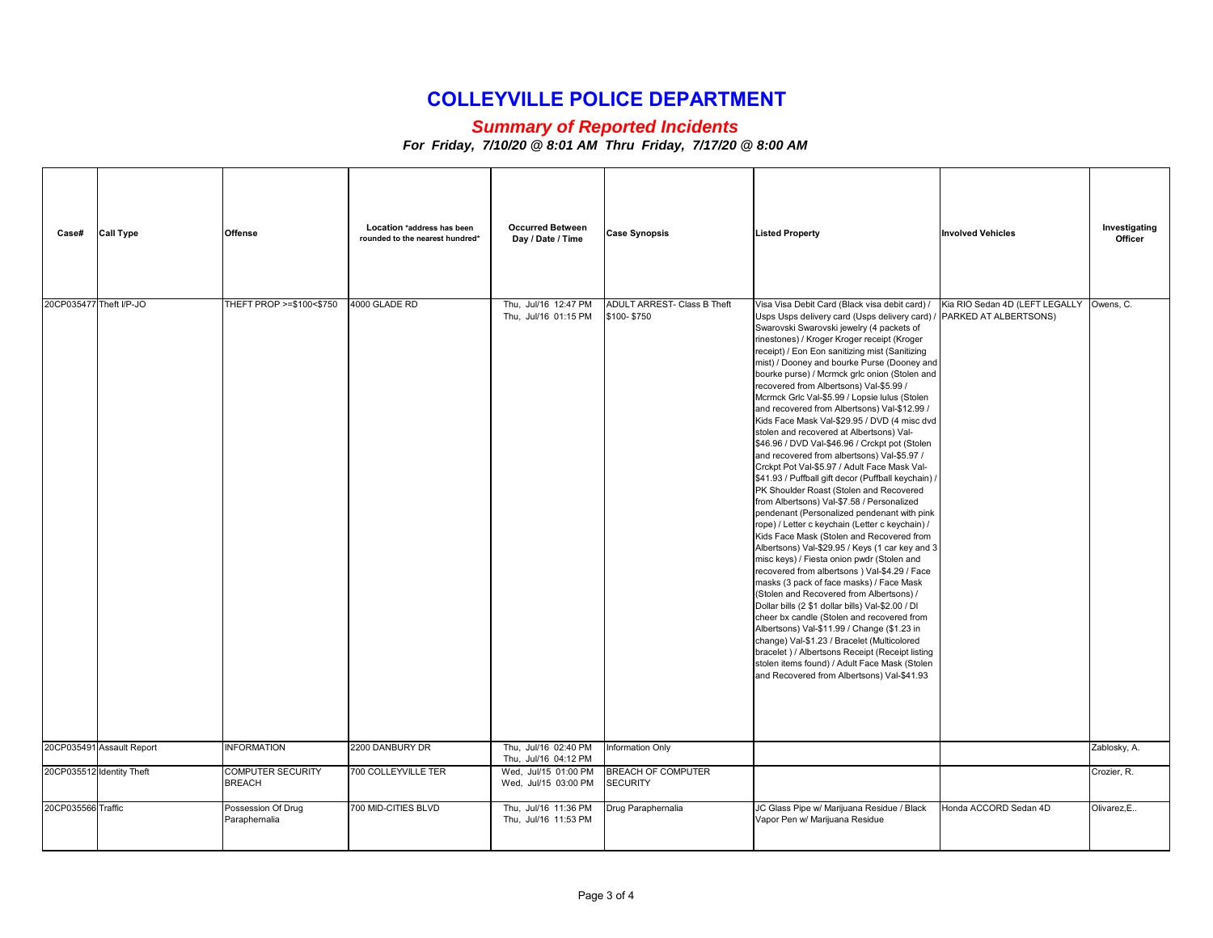# COLLEYVILLE POLICE DEPARTMENT

## *Summary of Reported Incidents*

***For Friday, 7/10/20 @ 8:01 AM Thru Friday, 7/17/20 @ 8:00 AM***

| Case# | Call Type | Offense | Location *address has been rounded to the nearest hundred* | Occurred Between Day / Date / Time | Case Synopsis | Listed Property | Involved Vehicles | Investigating Officer |
|---|---|---|---|---|---|---|---|---|
| 20CP035477 | Theft I/P-JO | THEFT PROP >=$100<$750 | 4000 GLADE RD | Thu, Jul/16 12:47 PM Thu, Jul/16 01:15 PM | ADULT ARREST- Class B Theft $100- $750 | Visa Visa Debit Card (Black visa debit card) / Usps Usps delivery card (Usps delivery card) / Swarovski Swarovski jewelry (4 packets of rinestones) / Kroger Kroger receipt (Kroger receipt) / Eon Eon sanitizing mist (Sanitizing mist) / Dooney and bourke Purse (Dooney and bourke purse) / Mcrmck grlc onion (Stolen and recovered from Albertsons) Val-$5.99 / Mcrmck Grlc Val-$5.99 / Lopsie lulus (Stolen and recovered from Albertsons) Val-$12.99 / Kids Face Mask Val-$29.95 / DVD (4 misc dvd stolen and recovered at Albertsons) Val-$46.96 / DVD Val-$46.96 / Crckpt pot (Stolen and recovered from albertsons) Val-$5.97 / Crckpt Pot Val-$5.97 / Adult Face Mask Val-$41.93 / Puffball gift decor (Puffball keychain) / PK Shoulder Roast (Stolen and Recovered from Albertsons) Val-$7.58 / Personalized pendenant (Personalized pendenant with pink rope) / Letter c keychain (Letter c keychain) / Kids Face Mask (Stolen and Recovered from Albertsons) Val-$29.95 / Keys (1 car key and 3 misc keys) / Fiesta onion pwdr (Stolen and recovered from albertsons ) Val-$4.29 / Face masks (3 pack of face masks) / Face Mask (Stolen and Recovered from Albertsons) / Dollar bills (2 $1 dollar bills) Val-$2.00 / Dl cheer bx candle (Stolen and recovered from Albertsons) Val-$11.99 / Change ($1.23 in change) Val-$1.23 / Bracelet (Multicolored bracelet ) / Albertsons Receipt (Receipt listing stolen items found) / Adult Face Mask (Stolen and Recovered from Albertsons) Val-$41.93 | Kia RIO Sedan 4D (LEFT LEGALLY PARKED AT ALBERTSONS) | Owens, C. |
| 20CP035491 | Assault Report | INFORMATION | 2200 DANBURY DR | Thu, Jul/16 02:40 PM Thu, Jul/16 04:12 PM | Information Only | | | Zablosky, A. |
| 20CP035512 | Identity Theft | COMPUTER SECURITY BREACH | 700 COLLEYVILLE TER | Wed, Jul/15 01:00 PM Wed, Jul/15 03:00 PM | BREACH OF COMPUTER SECURITY | | | Crozier, R. |
| 20CP035566 | Traffic | Possession Of Drug Paraphernalia | 700 MID-CITIES BLVD | Thu, Jul/16 11:36 PM Thu, Jul/16 11:53 PM | Drug Paraphernalia | JC Glass Pipe w/ Marijuana Residue / Black Vapor Pen w/ Marijuana Residue | Honda ACCORD Sedan 4D | Olivarez,E.. |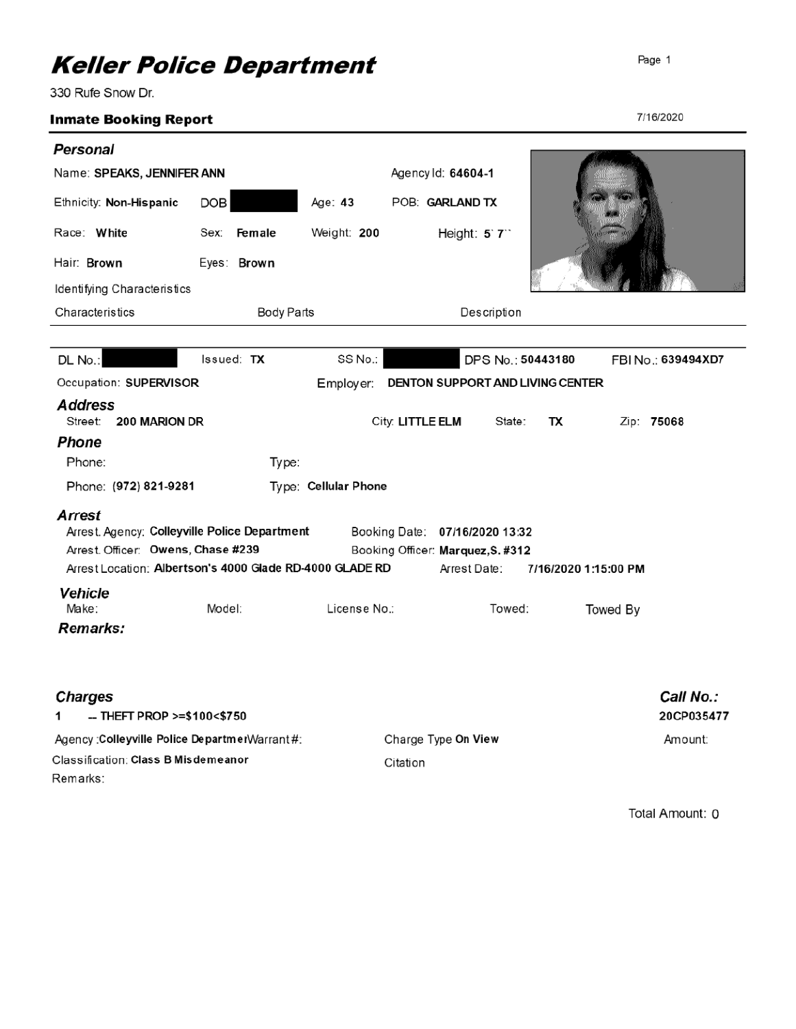# Keller Police Department

330 Rufe Snow Dr.

**Inmate Booking Report**

7/16/2020

## Personal

Name: **SPEAKS, JENNIFER ANN** Agency Id: **64604-1**

Ethnicity: **Non-Hispanic** DOB Age: **43** POB: **GARLAND TX**

Race: **White** Sex: **Female** Weight: **200** Height: **5` 7``**

Hair: **Brown** Eyes: **Brown**

Identifying Characteristics

| Characteristics | Body Parts | Description |
|---|---|---|

DL No.: Issued: **TX** SS No.: DPS No.: **50443180** FBI No.: **639494XD7**

Occupation: **SUPERVISOR** Employer: **DENTON SUPPORT AND LIVING CENTER**

## Address

Street: **200 MARION DR** City: **LITTLE ELM** State: **TX** Zip: **75068**

## Phone

Phone: Type:

Phone: **(972) 821-9281** Type: **Cellular Phone**

## Arrest

Arrest Agency: **Colleyville Police Department** Booking Date: **07/16/2020 13:32**

Arrest Officer: **Owens, Chase #239** Booking Officer: **Marquez,S. #312**

Arrest Location: **Albertson's 4000 Glade RD-4000 GLADE RD** Arrest Date: **7/16/2020 1:15:00 PM**

## Vehicle

Make: Model: License No.: Towed: Towed By

## Remarks:

## Charges

**Call No.: 20CP035477**

1 -- **THEFT PROP >=$100<$750**

Agency: **Colleyville Police Departme** Warrant #: Charge Type **On View** Amount:

Classification: **Class B Misdemeanor** Citation

Remarks:

Total Amount: 0